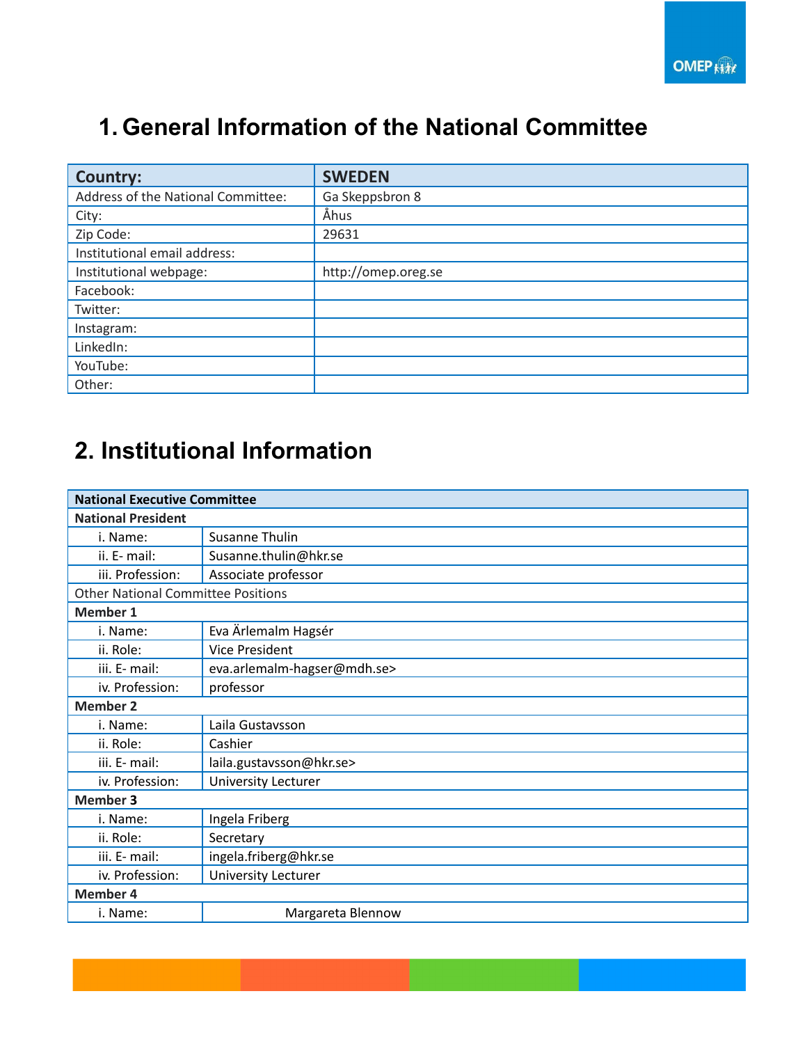# 1. General Information of the National Committee

| Country: | SWEDEN |
|---|---|
| Address of the National Committee: | Ga Skeppsbron 8 |
| City: | Åhus |
| Zip Code: | 29631 |
| Institutional email address: | |
| Institutional webpage: | http://omep.oreg.se |
| Facebook: | |
| Twitter: | |
| Instagram: | |
| LinkedIn: | |
| YouTube: | |
| Other: | |

# 2. Institutional Information

| National Executive Committee | |
|---|---|
| **National President** | |
| i. Name: | Susanne Thulin |
| ii. E- mail: | Susanne.thulin@hkr.se |
| iii. Profession: | Associate professor |
| Other National Committee Positions | |
| **Member 1** | |
| i. Name: | Eva Ärlemalm Hagsér |
| ii. Role: | Vice President |
| iii. E- mail: | eva.arlemalm-hagser@mdh.se> |
| iv. Profession: | professor |
| **Member 2** | |
| i. Name: | Laila Gustavsson |
| ii. Role: | Cashier |
| iii. E- mail: | laila.gustavsson@hkr.se> |
| iv. Profession: | University Lecturer |
| **Member 3** | |
| i. Name: | Ingela Friberg |
| ii. Role: | Secretary |
| iii. E- mail: | ingela.friberg@hkr.se |
| iv. Profession: | University Lecturer |
| **Member 4** | |
| i. Name: | Margareta Blennow |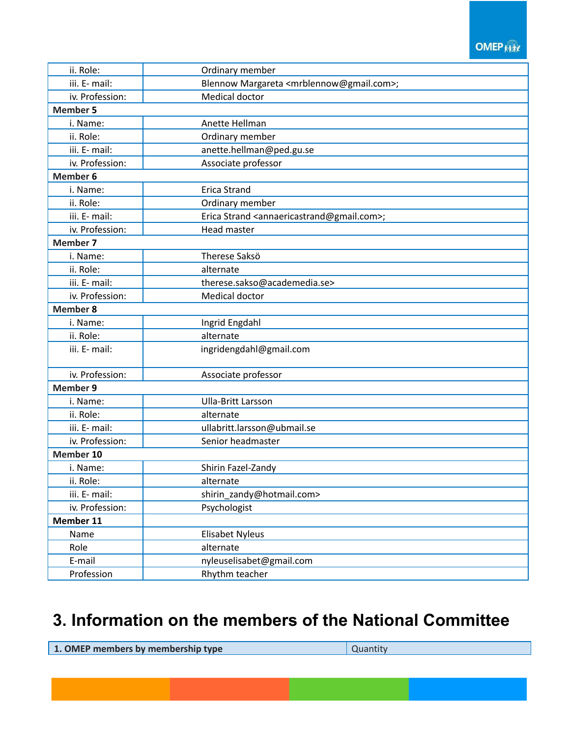| ii. Role: | Ordinary member |
|---|---|
| iii. E- mail: | Blennow Margareta <mrblennow@gmail.com>; |
| iv. Profession: | Medical doctor |
| **Member 5** | |
| i. Name: | Anette Hellman |
| ii. Role: | Ordinary member |
| iii. E- mail: | anette.hellman@ped.gu.se |
| iv. Profession: | Associate professor |
| **Member 6** | |
| i. Name: | Erica Strand |
| ii. Role: | Ordinary member |
| iii. E- mail: | Erica Strand <annaericastrand@gmail.com>; |
| iv. Profession: | Head master |
| **Member 7** | |
| i. Name: | Therese Saksö |
| ii. Role: | alternate |
| iii. E- mail: | therese.sakso@academedia.se> |
| iv. Profession: | Medical doctor |
| **Member 8** | |
| i. Name: | Ingrid Engdahl |
| ii. Role: | alternate |
| iii. E- mail: | ingridengdahl@gmail.com |
| iv. Profession: | Associate professor |
| **Member 9** | |
| i. Name: | Ulla-Britt Larsson |
| ii. Role: | alternate |
| iii. E- mail: | ullabritt.larsson@ubmail.se |
| iv. Profession: | Senior headmaster |
| **Member 10** | |
| i. Name: | Shirin Fazel-Zandy |
| ii. Role: | alternate |
| iii. E- mail: | shirin_zandy@hotmail.com> |
| iv. Profession: | Psychologist |
| **Member 11** | |
| Name | Elisabet Nyleus |
| Role | alternate |
| E-mail | nyleuselisabet@gmail.com |
| Profession | Rhythm teacher |

# 3. Information on the members of the National Committee

| **1. OMEP members by membership type** | Quantity |
|---|---|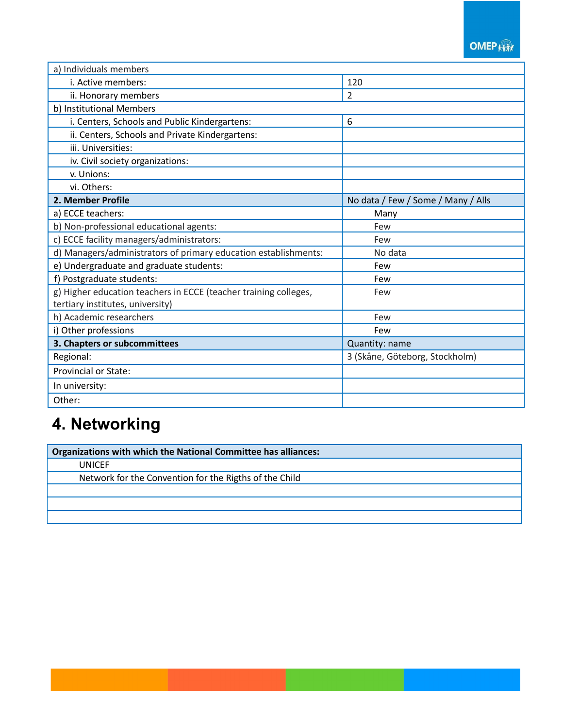| | |
|---|---|
| a) Individuals members | |
| i. Active members: | 120 |
| ii. Honorary members | 2 |
| b) Institutional Members | |
| i. Centers, Schools and Public Kindergartens: | 6 |
| ii. Centers, Schools and Private Kindergartens: | |
| iii. Universities: | |
| iv. Civil society organizations: | |
| v. Unions: | |
| vi. Others: | |
| **2. Member Profile** | No data / Few / Some / Many / Alls |
| a) ECCE teachers: | Many |
| b) Non-professional educational agents: | Few |
| c) ECCE facility managers/administrators: | Few |
| d) Managers/administrators of primary education establishments: | No data |
| e) Undergraduate and graduate students: | Few |
| f) Postgraduate students: | Few |
| g) Higher education teachers in ECCE (teacher training colleges, tertiary institutes, university) | Few |
| h) Academic researchers | Few |
| i) Other professions | Few |
| **3. Chapters or subcommittees** | Quantity: name |
| Regional: | 3 (Skåne, Göteborg, Stockholm) |
| Provincial or State: | |
| In university: | |
| Other: | |

# 4. Networking

| **Organizations with which the National Committee has alliances:** |
|---|
| UNICEF |
| Network for the Convention for the Rigths of the Child |
| |
| |
| |